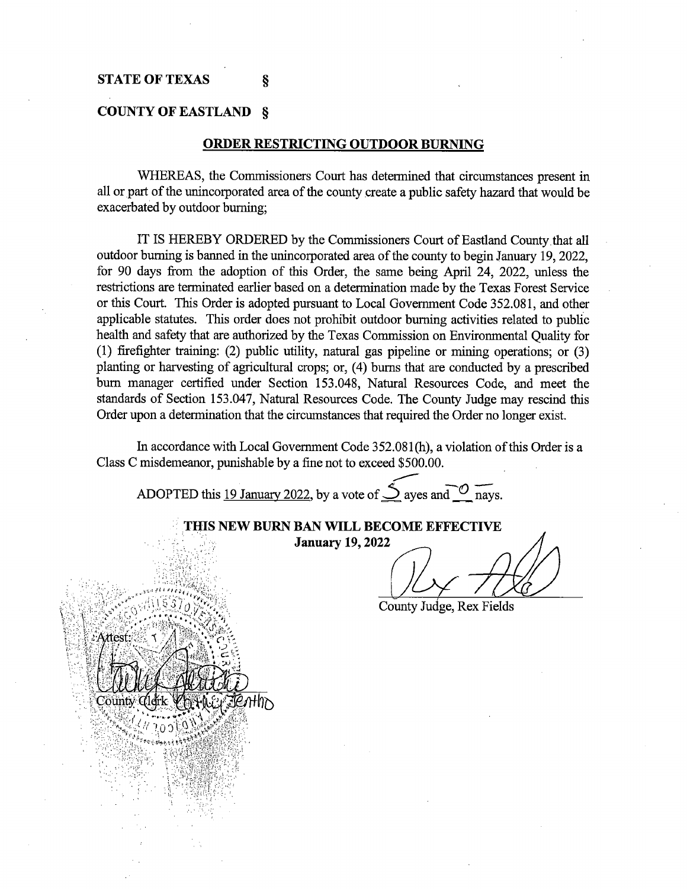**STATE OF TEXAS §**

**COUNTY OF EASTLAND §**

## ORDER RESTRICTING OUTDOOR BURNING

WHEREAS, the Commissioners Court has determined that circumstances present in all or part of the unincorporated area of the county create a public safety hazard that would be exacerbated by outdoor burning;

IT IS HEREBY ORDERED by the Commissioners Court of Eastland County that all outdoor burning is banned in the unincorporated area of the county to begin January 19, 2022, for 90 days from the adoption of this Order, the same being April 24, 2022, unless the restrictions are terminated earlier based on a determination made by the Texas Forest Service or this Court. This Order is adopted pursuant to Local Government Code 352.081, and other applicable statutes. This order does not prohibit outdoor burning activities related to public health and safety that are authorized by the Texas Commission on Environmental Quality for (1) firefighter training: (2) public utility, natural gas pipeline or mining operations; or (3) planting or harvesting of agricultural crops; or, (4) burns that are conducted by a prescribed burn manager certified under Section 153.048, Natural Resources Code, and meet the standards of Section 153.047, Natural Resources Code. The County Judge may rescind this Order upon a determination that the circumstances that required the Order no longer exist.

In accordance with Local Government Code 352.081(h), a violation of this Order is a Class C misdemeanor, punishable by a fine not to exceed $500.00.

ADOPTED this 19 January 2022, by a vote of 5 ayes and 0 nays.

**THIS NEW BURN BAN WILL BECOME EFFECTIVE**
**January 19, 2022**

County Judge, Rex Fields

Attest:

County Clerk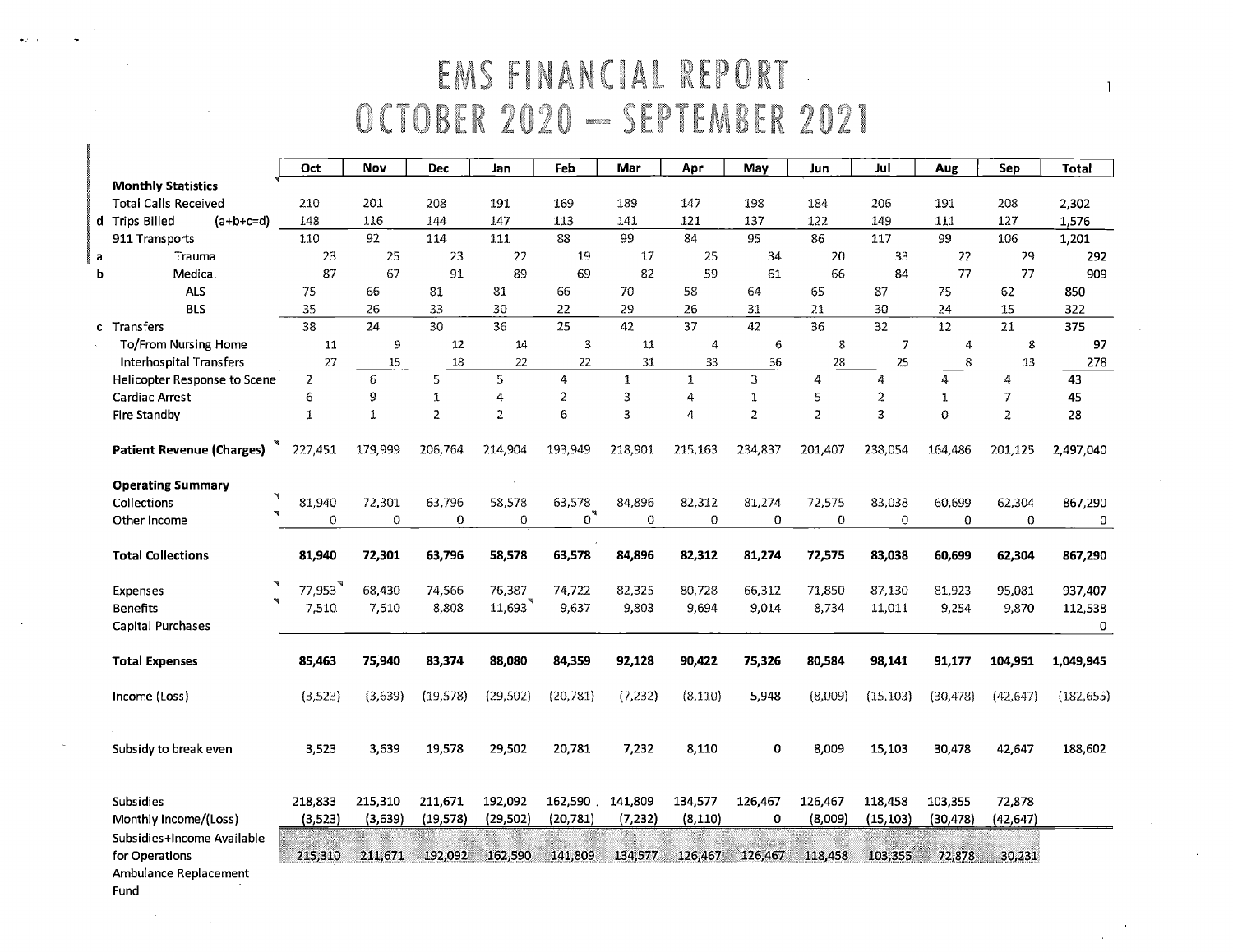# EMS FINANCIAL REPORT
# OCTOBER 2020 – SEPTEMBER 2021

| | | Oct | Nov | Dec | Jan | Feb | Mar | Apr | May | Jun | Jul | Aug | Sep | Total |
|---|---|---|---|---|---|---|---|---|---|---|---|---|---|---|
| | **Monthly Statistics** | | | | | | | | | | | | | |
| | Total Calls Received | 210 | 201 | 208 | 191 | 169 | 189 | 147 | 198 | 184 | 206 | 191 | 208 | 2,302 |
| d | Trips Billed (a+b+c=d) | 148 | 116 | 144 | 147 | 113 | 141 | 121 | 137 | 122 | 149 | 111 | 127 | 1,576 |
| | 911 Transports | 110 | 92 | 114 | 111 | 88 | 99 | 84 | 95 | 86 | 117 | 99 | 106 | 1,201 |
| a | Trauma | 23 | 25 | 23 | 22 | 19 | 17 | 25 | 34 | 20 | 33 | 22 | 29 | 292 |
| b | Medical | 87 | 67 | 91 | 89 | 69 | 82 | 59 | 61 | 66 | 84 | 77 | 77 | 909 |
| | ALS | 75 | 66 | 81 | 81 | 66 | 70 | 58 | 64 | 65 | 87 | 75 | 62 | 850 |
| | BLS | 35 | 26 | 33 | 30 | 22 | 29 | 26 | 31 | 21 | 30 | 24 | 15 | 322 |
| c | Transfers | 38 | 24 | 30 | 36 | 25 | 42 | 37 | 42 | 36 | 32 | 12 | 21 | 375 |
| | To/From Nursing Home | 11 | 9 | 12 | 14 | 3 | 11 | 4 | 6 | 8 | 7 | 4 | 8 | 97 |
| | Interhospital Transfers | 27 | 15 | 18 | 22 | 22 | 31 | 33 | 36 | 28 | 25 | 8 | 13 | 278 |
| | Helicopter Response to Scene | 2 | 6 | 5 | 5 | 4 | 1 | 1 | 3 | 4 | 4 | 4 | 4 | 43 |
| | Cardiac Arrest | 6 | 9 | 1 | 4 | 2 | 3 | 4 | 1 | 5 | 2 | 1 | 7 | 45 |
| | Fire Standby | 1 | 1 | 2 | 2 | 6 | 3 | 4 | 2 | 2 | 3 | 0 | 2 | 28 |
| | **Patient Revenue (Charges)** | 227,451 | 179,999 | 206,764 | 214,904 | 193,949 | 218,901 | 215,163 | 234,837 | 201,407 | 238,054 | 164,486 | 201,125 | 2,497,040 |
| | **Operating Summary** | | | | | | | | | | | | | |
| | Collections | 81,940 | 72,301 | 63,796 | 58,578 | 63,578 | 84,896 | 82,312 | 81,274 | 72,575 | 83,038 | 60,699 | 62,304 | 867,290 |
| | Other Income | 0 | 0 | 0 | 0 | 0 | 0 | 0 | 0 | 0 | 0 | 0 | 0 | 0 |
| | **Total Collections** | **81,940** | **72,301** | **63,796** | **58,578** | **63,578** | **84,896** | **82,312** | **81,274** | **72,575** | **83,038** | **60,699** | **62,304** | **867,290** |
| | Expenses | 77,953 | 68,430 | 74,566 | 76,387 | 74,722 | 82,325 | 80,728 | 66,312 | 71,850 | 87,130 | 81,923 | 95,081 | 937,407 |
| | Benefits | 7,510 | 7,510 | 8,808 | 11,693 | 9,637 | 9,803 | 9,694 | 9,014 | 8,734 | 11,011 | 9,254 | 9,870 | 112,538 |
| | Capital Purchases | | | | | | | | | | | | | 0 |
| | **Total Expenses** | **85,463** | **75,940** | **83,374** | **88,080** | **84,359** | **92,128** | **90,422** | **75,326** | **80,584** | **98,141** | **91,177** | **104,951** | **1,049,945** |
| | Income (Loss) | (3,523) | (3,639) | (19,578) | (29,502) | (20,781) | (7,232) | (8,110) | 5,948 | (8,009) | (15,103) | (30,478) | (42,647) | (182,655) |
| | Subsidy to break even | 3,523 | 3,639 | 19,578 | 29,502 | 20,781 | 7,232 | 8,110 | 0 | 8,009 | 15,103 | 30,478 | 42,647 | 188,602 |
| | Subsidies | 218,833 | 215,310 | 211,671 | 192,092 | 162,590 | 141,809 | 134,577 | 126,467 | 126,467 | 118,458 | 103,355 | 72,878 | |
| | Monthly Income/(Loss) | (3,523) | (3,639) | (19,578) | (29,502) | (20,781) | (7,232) | (8,110) | 0 | (8,009) | (15,103) | (30,478) | (42,647) | |
| | Subsidies+Income Available for Operations | 215,310 | 211,671 | 192,092 | 162,590 | 141,809 | 134,577 | 126,467 | 126,467 | 118,458 | 103,355 | 72,878 | 30,231 | |
| | Ambulance Replacement Fund | | | | | | | | | | | | | |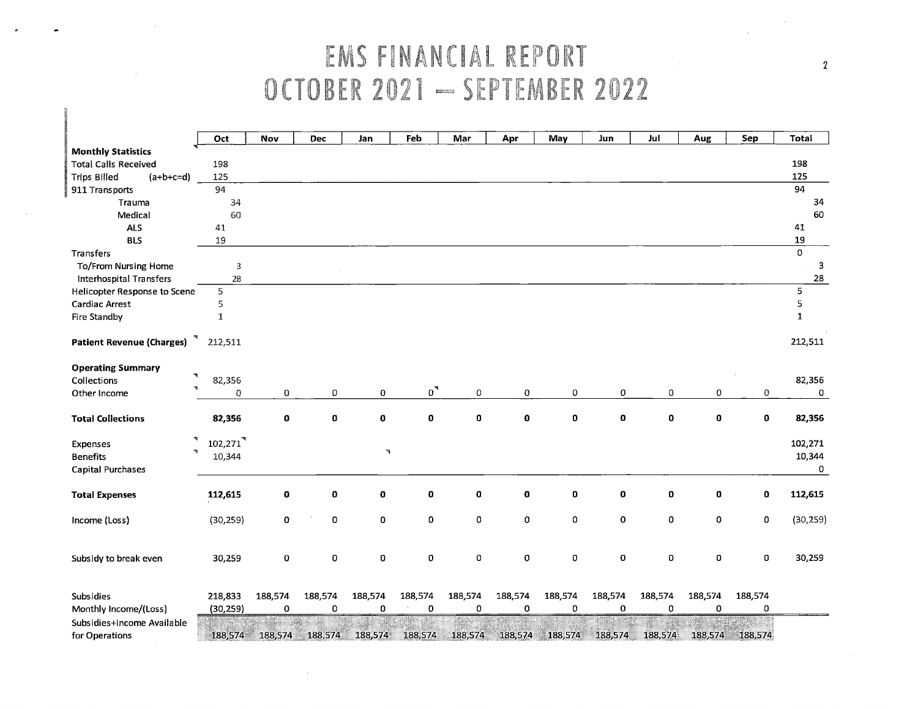# EMS FINANCIAL REPORT
# OCTOBER 2021 – SEPTEMBER 2022

| | Oct | Nov | Dec | Jan | Feb | Mar | Apr | May | Jun | Jul | Aug | Sep | Total |
|---|---|---|---|---|---|---|---|---|---|---|---|---|---|
| **Monthly Statistics** | | | | | | | | | | | | | |
| Total Calls Received | 198 | | | | | | | | | | | | 198 |
| Trips Billed (a+b+c=d) | 125 | | | | | | | | | | | | 125 |
| 911 Transports | 94 | | | | | | | | | | | | 94 |
| Trauma | 34 | | | | | | | | | | | | 34 |
| Medical | 60 | | | | | | | | | | | | 60 |
| ALS | 41 | | | | | | | | | | | | 41 |
| BLS | 19 | | | | | | | | | | | | 19 |
| Transfers | | | | | | | | | | | | | 0 |
| To/From Nursing Home | 3 | | | | | | | | | | | | 3 |
| Interhospital Transfers | 28 | | | | | | | | | | | | 28 |
| Helicopter Response to Scene | 5 | | | | | | | | | | | | 5 |
| Cardiac Arrest | 5 | | | | | | | | | | | | 5 |
| Fire Standby | 1 | | | | | | | | | | | | 1 |
| **Patient Revenue (Charges)** | 212,511 | | | | | | | | | | | | 212,511 |
| **Operating Summary** | | | | | | | | | | | | | |
| Collections | 82,356 | | | | | | | | | | | | 82,356 |
| Other Income | 0 | 0 | 0 | 0 | 0 | 0 | 0 | 0 | 0 | 0 | 0 | 0 | 0 |
| **Total Collections** | **82,356** | **0** | **0** | **0** | **0** | **0** | **0** | **0** | **0** | **0** | **0** | **0** | **82,356** |
| Expenses | 102,271 | | | | | | | | | | | | 102,271 |
| Benefits | 10,344 | | | | | | | | | | | | 10,344 |
| Capital Purchases | | | | | | | | | | | | | 0 |
| **Total Expenses** | **112,615** | **0** | **0** | **0** | **0** | **0** | **0** | **0** | **0** | **0** | **0** | **0** | **112,615** |
| Income (Loss) | (30,259) | 0 | 0 | 0 | 0 | 0 | 0 | 0 | 0 | 0 | 0 | 0 | (30,259) |
| Subsidy to break even | 30,259 | 0 | 0 | 0 | 0 | 0 | 0 | 0 | 0 | 0 | 0 | 0 | 30,259 |
| Subsidies | 218,833 | 188,574 | 188,574 | 188,574 | 188,574 | 188,574 | 188,574 | 188,574 | 188,574 | 188,574 | 188,574 | 188,574 | |
| Monthly Income/(Loss) | (30,259) | 0 | 0 | 0 | 0 | 0 | 0 | 0 | 0 | 0 | 0 | 0 | |
| Subsidies+Income Available for Operations | 188,574 | 188,574 | 188,574 | 188,574 | 188,574 | 188,574 | 188,574 | 188,574 | 188,574 | 188,574 | 188,574 | 188,574 | |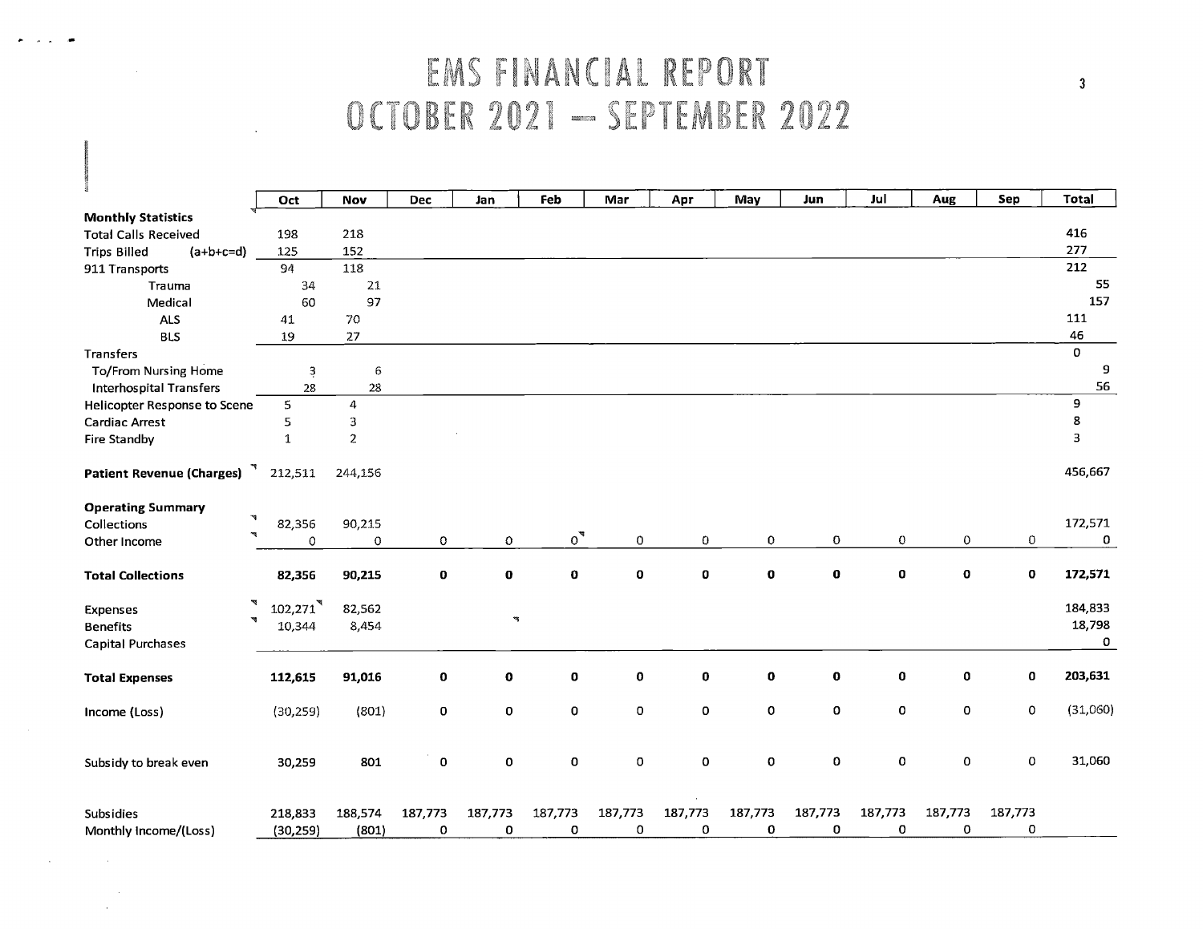# EMS FINANCIAL REPORT
# OCTOBER 2021 – SEPTEMBER 2022

| | Oct | Nov | Dec | Jan | Feb | Mar | Apr | May | Jun | Jul | Aug | Sep | Total |
|---|---|---|---|---|---|---|---|---|---|---|---|---|---|
| **Monthly Statistics** | | | | | | | | | | | | | |
| Total Calls Received | 198 | 218 | | | | | | | | | | | 416 |
| Trips Billed (a+b+c=d) | 125 | 152 | | | | | | | | | | | 277 |
| 911 Transports | 94 | 118 | | | | | | | | | | | 212 |
| Trauma | 34 | 21 | | | | | | | | | | | 55 |
| Medical | 60 | 97 | | | | | | | | | | | 157 |
| ALS | 41 | 70 | | | | | | | | | | | 111 |
| BLS | 19 | 27 | | | | | | | | | | | 46 |
| Transfers | | | | | | | | | | | | | 0 |
| To/From Nursing Home | 3 | 6 | | | | | | | | | | | 9 |
| Interhospital Transfers | 28 | 28 | | | | | | | | | | | 56 |
| Helicopter Response to Scene | 5 | 4 | | | | | | | | | | | 9 |
| Cardiac Arrest | 5 | 3 | | | | | | | | | | | 8 |
| Fire Standby | 1 | 2 | | | | | | | | | | | 3 |
| **Patient Revenue (Charges)** | 212,511 | 244,156 | | | | | | | | | | | 456,667 |
| **Operating Summary** | | | | | | | | | | | | | |
| Collections | 82,356 | 90,215 | | | | | | | | | | | 172,571 |
| Other Income | 0 | 0 | 0 | 0 | 0 | 0 | 0 | 0 | 0 | 0 | 0 | 0 | 0 |
| **Total Collections** | **82,356** | **90,215** | **0** | **0** | **0** | **0** | **0** | **0** | **0** | **0** | **0** | **0** | **172,571** |
| Expenses | 102,271 | 82,562 | | | | | | | | | | | 184,833 |
| Benefits | 10,344 | 8,454 | | | | | | | | | | | 18,798 |
| Capital Purchases | | | | | | | | | | | | | 0 |
| **Total Expenses** | **112,615** | **91,016** | **0** | **0** | **0** | **0** | **0** | **0** | **0** | **0** | **0** | **0** | **203,631** |
| Income (Loss) | (30,259) | (801) | 0 | 0 | 0 | 0 | 0 | 0 | 0 | 0 | 0 | 0 | (31,060) |
| Subsidy to break even | 30,259 | 801 | 0 | 0 | 0 | 0 | 0 | 0 | 0 | 0 | 0 | 0 | 31,060 |
| Subsidies | 218,833 | 188,574 | 187,773 | 187,773 | 187,773 | 187,773 | 187,773 | 187,773 | 187,773 | 187,773 | 187,773 | 187,773 | |
| Monthly Income/(Loss) | (30,259) | (801) | 0 | 0 | 0 | 0 | 0 | 0 | 0 | 0 | 0 | 0 | |